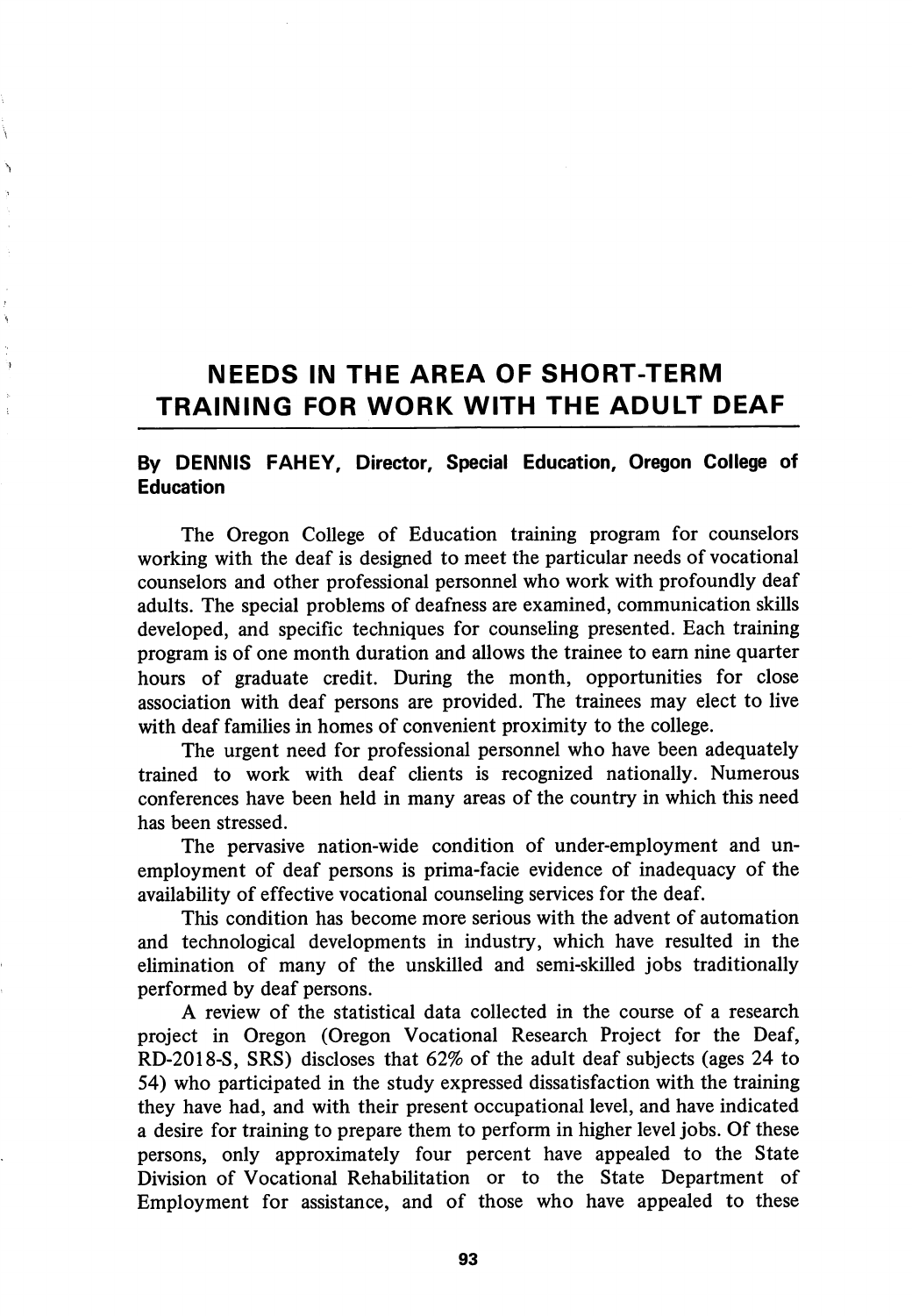# NEEDS IN THE AREA OF SHORT-TERM TRAINING FOR WORK WITH THE ADULT DEAF

**By DENNIS FAHEY, Director, Special Education, Oregon College of Education**

The Oregon College of Education training program for counselors working with the deaf is designed to meet the particular needs of vocational counselors and other professional personnel who work with profoundly deaf adults. The special problems of deafness are examined, communication skills developed, and specific techniques for counseling presented. Each training program is of one month duration and allows the trainee to earn nine quarter hours of graduate credit. During the month, opportunities for close association with deaf persons are provided. The trainees may elect to live with deaf families in homes of convenient proximity to the college.

The urgent need for professional personnel who have been adequately trained to work with deaf clients is recognized nationally. Numerous conferences have been held in many areas of the country in which this need has been stressed.

The pervasive nation-wide condition of under-employment and unemployment of deaf persons is prima-facie evidence of inadequacy of the availability of effective vocational counseling services for the deaf.

This condition has become more serious with the advent of automation and technological developments in industry, which have resulted in the elimination of many of the unskilled and semi-skilled jobs traditionally performed by deaf persons.

A review of the statistical data collected in the course of a research project in Oregon (Oregon Vocational Research Project for the Deaf, RD-2018-S, SRS) discloses that 62% of the adult deaf subjects (ages 24 to 54) who participated in the study expressed dissatisfaction with the training they have had, and with their present occupational level, and have indicated a desire for training to prepare them to perform in higher level jobs. Of these persons, only approximately four percent have appealed to the State Division of Vocational Rehabilitation or to the State Department of Employment for assistance, and of those who have appealed to these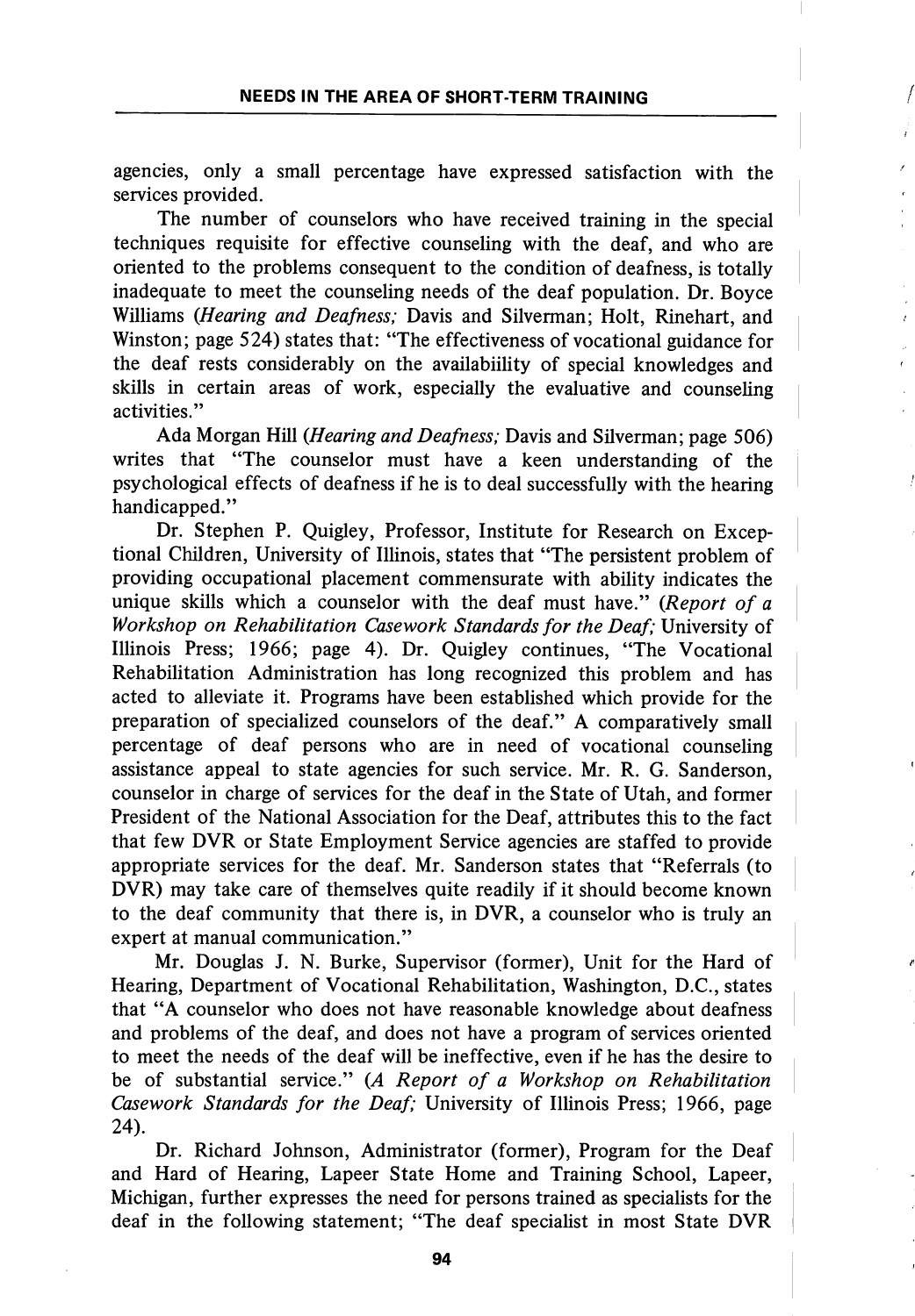agencies, only a small percentage have expressed satisfaction with the services provided.

The number of counselors who have received training in the special techniques requisite for effective counseling with the deaf, and who are oriented to the problems consequent to the condition of deafness, is totally inadequate to meet the counseling needs of the deaf population. Dr. Boyce Williams (*Hearing and Deafness;* Davis and Silverman; Holt, Rinehart, and Winston; page 524) states that: "The effectiveness of vocational guidance for the deaf rests considerably on the availabiility of special knowledges and skills in certain areas of work, especially the evaluative and counseling activities."

Ada Morgan Hill (*Hearing and Deafness;* Davis and Silverman; page 506) writes that "The counselor must have a keen understanding of the psychological effects of deafness if he is to deal successfully with the hearing handicapped."

Dr. Stephen P. Quigley, Professor, Institute for Research on Exceptional Children, University of Illinois, states that "The persistent problem of providing occupational placement commensurate with ability indicates the unique skills which a counselor with the deaf must have." (*Report of a Workshop on Rehabilitation Casework Standards for the Deaf;* University of Illinois Press; 1966; page 4). Dr. Quigley continues, "The Vocational Rehabilitation Administration has long recognized this problem and has acted to alleviate it. Programs have been established which provide for the preparation of specialized counselors of the deaf." A comparatively small percentage of deaf persons who are in need of vocational counseling assistance appeal to state agencies for such service. Mr. R. G. Sanderson, counselor in charge of services for the deaf in the State of Utah, and former President of the National Association for the Deaf, attributes this to the fact that few DVR or State Employment Service agencies are staffed to provide appropriate services for the deaf. Mr. Sanderson states that "Referrals (to DVR) may take care of themselves quite readily if it should become known to the deaf community that there is, in DVR, a counselor who is truly an expert at manual communication."

Mr. Douglas J. N. Burke, Supervisor (former), Unit for the Hard of Hearing, Department of Vocational Rehabilitation, Washington, D.C., states that "A counselor who does not have reasonable knowledge about deafness and problems of the deaf, and does not have a program of services oriented to meet the needs of the deaf will be ineffective, even if he has the desire to be of substantial service." (*A Report of a Workshop on Rehabilitation Casework Standards for the Deaf;* University of Illinois Press; 1966, page 24).

Dr. Richard Johnson, Administrator (former), Program for the Deaf and Hard of Hearing, Lapeer State Home and Training School, Lapeer, Michigan, further expresses the need for persons trained as specialists for the deaf in the following statement; "The deaf specialist in most State DVR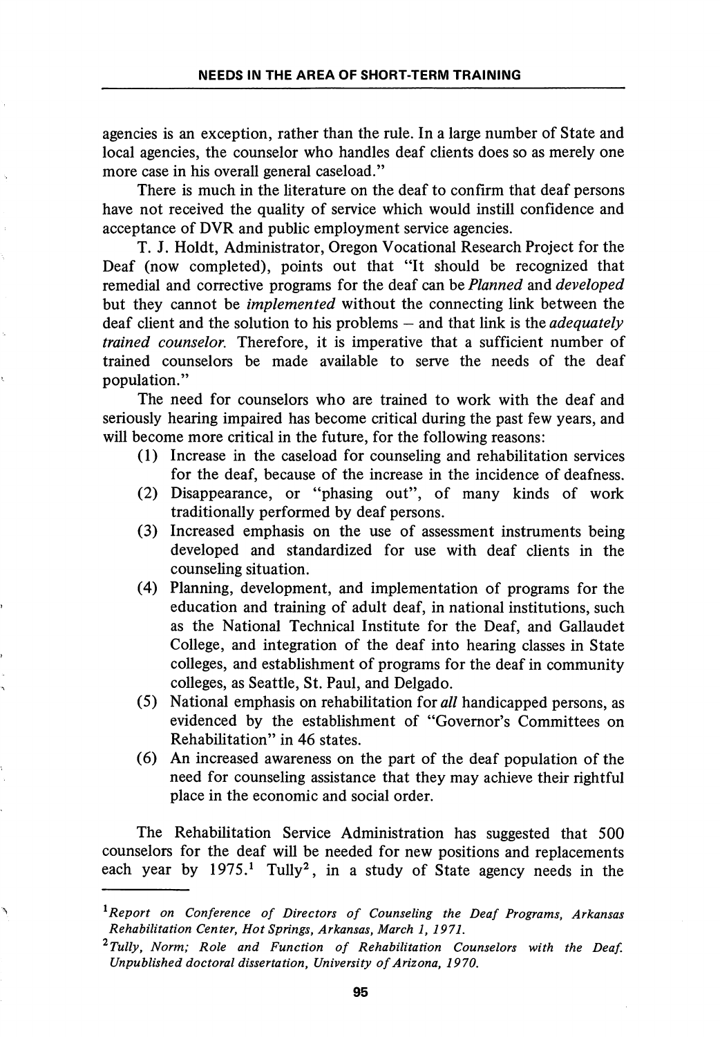agencies is an exception, rather than the rule. In a large number of State and local agencies, the counselor who handles deaf clients does so as merely one more case in his overall general caseload."

There is much in the literature on the deaf to confirm that deaf persons have not received the quality of service which would instill confidence and acceptance of DVR and public employment service agencies.

T. J. Holdt, Administrator, Oregon Vocational Research Project for the Deaf (now completed), points out that "It should be recognized that remedial and corrective programs for the deaf can be *Planned* and *developed* but they cannot be *implemented* without the connecting link between the deaf client and the solution to his problems – and that link is the *adequately trained counselor.* Therefore, it is imperative that a sufficient number of trained counselors be made available to serve the needs of the deaf population."

The need for counselors who are trained to work with the deaf and seriously hearing impaired has become critical during the past few years, and will become more critical in the future, for the following reasons:

(1) Increase in the caseload for counseling and rehabilitation services for the deaf, because of the increase in the incidence of deafness.
(2) Disappearance, or "phasing out", of many kinds of work traditionally performed by deaf persons.
(3) Increased emphasis on the use of assessment instruments being developed and standardized for use with deaf clients in the counseling situation.
(4) Planning, development, and implementation of programs for the education and training of adult deaf, in national institutions, such as the National Technical Institute for the Deaf, and Gallaudet College, and integration of the deaf into hearing classes in State colleges, and establishment of programs for the deaf in community colleges, as Seattle, St. Paul, and Delgado.
(5) National emphasis on rehabilitation for *all* handicapped persons, as evidenced by the establishment of "Governor's Committees on Rehabilitation" in 46 states.
(6) An increased awareness on the part of the deaf population of the need for counseling assistance that they may achieve their rightful place in the economic and social order.

The Rehabilitation Service Administration has suggested that 500 counselors for the deaf will be needed for new positions and replacements each year by 1975.[1] Tully[2], in a study of State agency needs in the

---

[1] *Report on Conference of Directors of Counseling the Deaf Programs, Arkansas Rehabilitation Center, Hot Springs, Arkansas, March 1, 1971.*

[2] *Tully, Norm; Role and Function of Rehabilitation Counselors with the Deaf. Unpublished doctoral dissertation, University of Arizona, 1970.*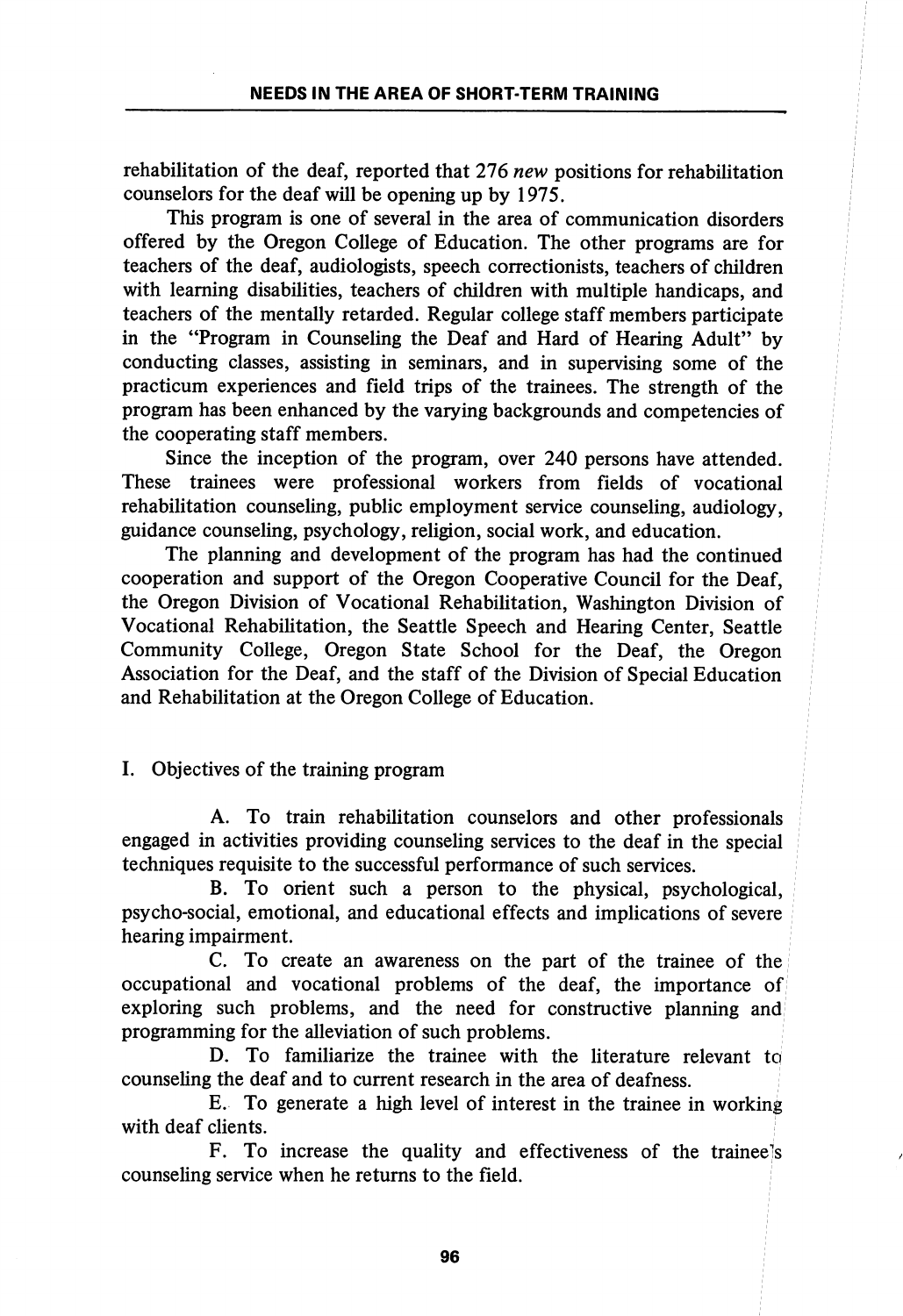rehabilitation of the deaf, reported that 276 *new* positions for rehabilitation counselors for the deaf will be opening up by 1975.

This program is one of several in the area of communication disorders offered by the Oregon College of Education. The other programs are for teachers of the deaf, audiologists, speech correctionists, teachers of children with learning disabilities, teachers of children with multiple handicaps, and teachers of the mentally retarded. Regular college staff members participate in the "Program in Counseling the Deaf and Hard of Hearing Adult" by conducting classes, assisting in seminars, and in supervising some of the practicum experiences and field trips of the trainees. The strength of the program has been enhanced by the varying backgrounds and competencies of the cooperating staff members.

Since the inception of the program, over 240 persons have attended. These trainees were professional workers from fields of vocational rehabilitation counseling, public employment service counseling, audiology, guidance counseling, psychology, religion, social work, and education.

The planning and development of the program has had the continued cooperation and support of the Oregon Cooperative Council for the Deaf, the Oregon Division of Vocational Rehabilitation, Washington Division of Vocational Rehabilitation, the Seattle Speech and Hearing Center, Seattle Community College, Oregon State School for the Deaf, the Oregon Association for the Deaf, and the staff of the Division of Special Education and Rehabilitation at the Oregon College of Education.

I. Objectives of the training program

A. To train rehabilitation counselors and other professionals engaged in activities providing counseling services to the deaf in the special techniques requisite to the successful performance of such services.

B. To orient such a person to the physical, psychological, psycho-social, emotional, and educational effects and implications of severe hearing impairment.

C. To create an awareness on the part of the trainee of the occupational and vocational problems of the deaf, the importance of exploring such problems, and the need for constructive planning and programming for the alleviation of such problems.

D. To familiarize the trainee with the literature relevant to counseling the deaf and to current research in the area of deafness.

E. To generate a high level of interest in the trainee in working with deaf clients.

F. To increase the quality and effectiveness of the trainee's counseling service when he returns to the field.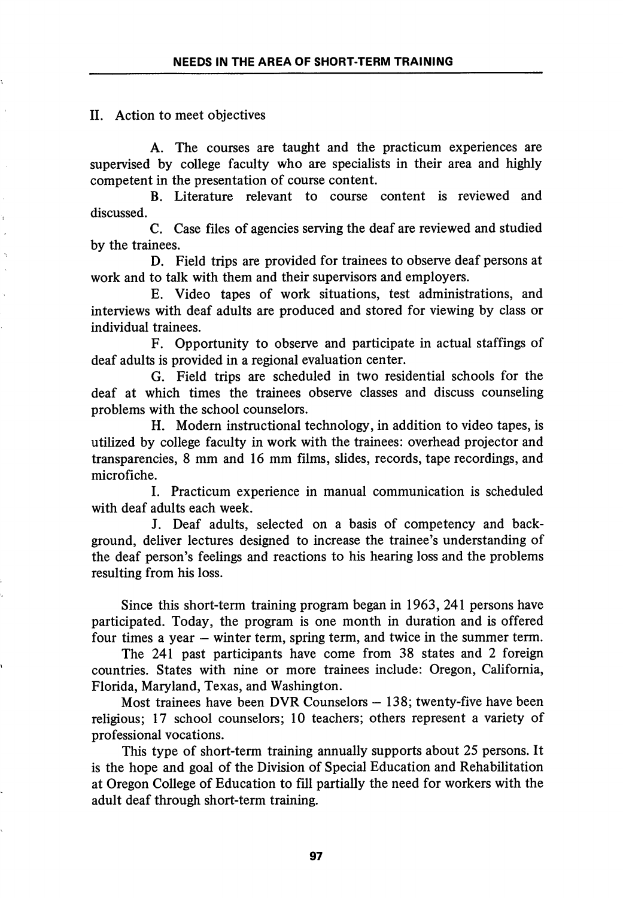II. Action to meet objectives

A. The courses are taught and the practicum experiences are supervised by college faculty who are specialists in their area and highly competent in the presentation of course content.

B. Literature relevant to course content is reviewed and discussed.

C. Case files of agencies serving the deaf are reviewed and studied by the trainees.

D. Field trips are provided for trainees to observe deaf persons at work and to talk with them and their supervisors and employers.

E. Video tapes of work situations, test administrations, and interviews with deaf adults are produced and stored for viewing by class or individual trainees.

F. Opportunity to observe and participate in actual staffings of deaf adults is provided in a regional evaluation center.

G. Field trips are scheduled in two residential schools for the deaf at which times the trainees observe classes and discuss counseling problems with the school counselors.

H. Modern instructional technology, in addition to video tapes, is utilized by college faculty in work with the trainees: overhead projector and transparencies, 8 mm and 16 mm films, slides, records, tape recordings, and microfiche.

I. Practicum experience in manual communication is scheduled with deaf adults each week.

J. Deaf adults, selected on a basis of competency and background, deliver lectures designed to increase the trainee's understanding of the deaf person's feelings and reactions to his hearing loss and the problems resulting from his loss.

Since this short-term training program began in 1963, 241 persons have participated. Today, the program is one month in duration and is offered four times a year – winter term, spring term, and twice in the summer term.

The 241 past participants have come from 38 states and 2 foreign countries. States with nine or more trainees include: Oregon, California, Florida, Maryland, Texas, and Washington.

Most trainees have been DVR Counselors – 138; twenty-five have been religious; 17 school counselors; 10 teachers; others represent a variety of professional vocations.

This type of short-term training annually supports about 25 persons. It is the hope and goal of the Division of Special Education and Rehabilitation at Oregon College of Education to fill partially the need for workers with the adult deaf through short-term training.